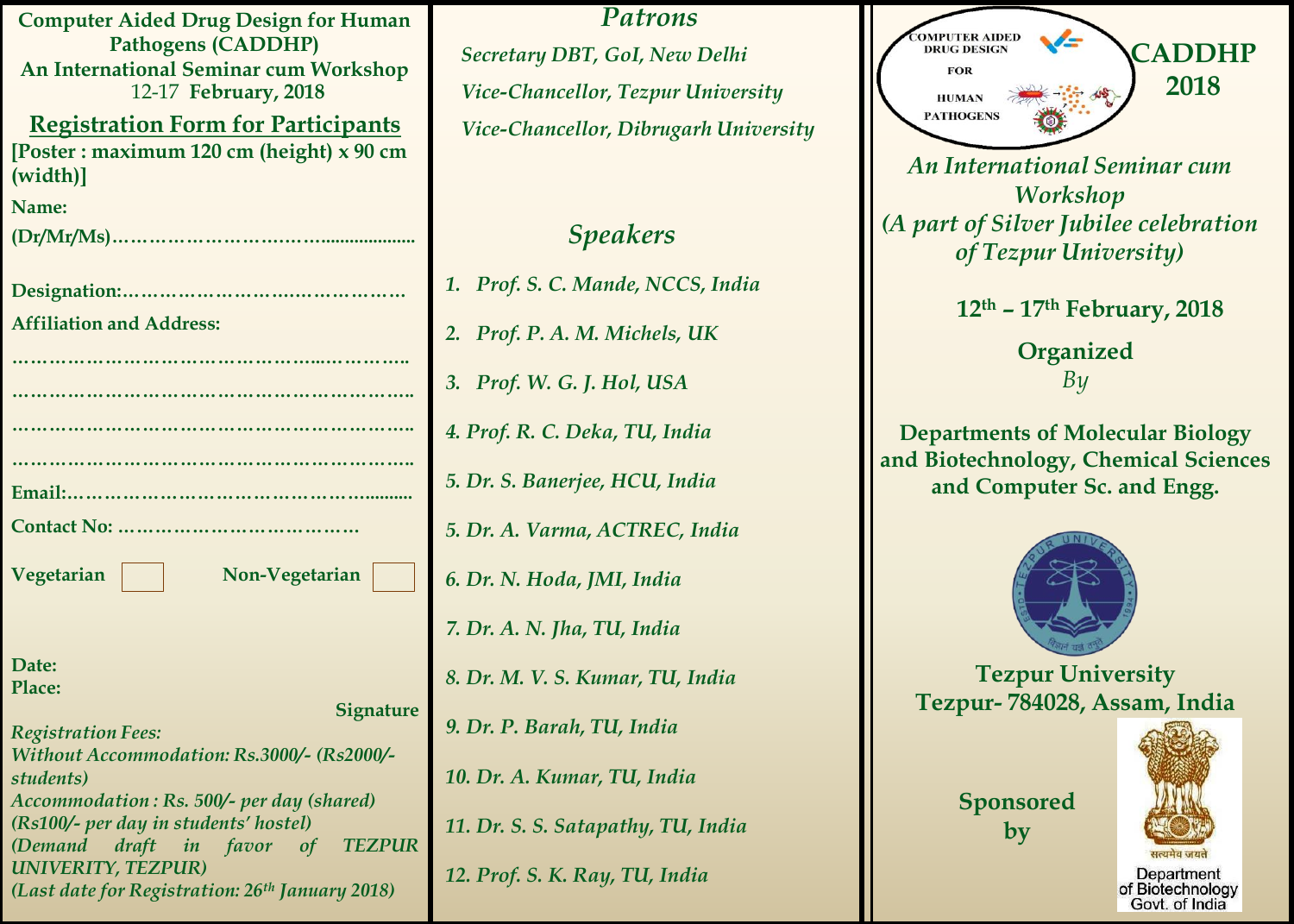## Computer Aided Drug Design for Human Pathogens (CADDHP)

**An International Seminar cum Workshop**

12-17 **February, 2018**

## Registration Form for Participants

**[Poster : maximum 120 cm (height) x 90 cm (width)]**

**Name:**

**(Dr/Mr/Ms)……………………………....................**

**Designation:………………………..……………**

**Affiliation and Address:**

**……………………………………………...………..**

**……………………………………………………….**

**……………………………………………………….**

**……………………………………………………….**

**Email:…………………………………………..........**

**Contact No: …………………………………**

**Vegetarian** ☐ **Non-Vegetarian** ☐

**Date:**

**Place:**

**Signature**

*Registration Fees:*

*Without Accommodation: Rs.3000/- (Rs2000/- students)*

*Accommodation : Rs. 500/- per day (shared) (Rs100/- per day in students' hostel)*

*(Demand draft in favor of TEZPUR UNIVERITY, TEZPUR)*

*(Last date for Registration: 26th January 2018)*

## *Patrons*

*Secretary DBT, GoI, New Delhi*

*Vice-Chancellor, Tezpur University*

*Vice-Chancellor, Dibrugarh University*

## *Speakers*

1. *Prof. S. C. Mande, NCCS, India*
2. *Prof. P. A. M. Michels, UK*
3. *Prof. W. G. J. Hol, USA*
4. *Prof. R. C. Deka, TU, India*
5. *Dr. S. Banerjee, HCU, India*
5. *Dr. A. Varma, ACTREC, India*
6. *Dr. N. Hoda, JMI, India*
7. *Dr. A. N. Jha, TU, India*
8. *Dr. M. V. S. Kumar, TU, India*
9. *Dr. P. Barah, TU, India*
10. *Dr. A. Kumar, TU, India*
11. *Dr. S. S. Satapathy, TU, India*
12. *Prof. S. K. Ray, TU, India*

COMPUTER AIDED DRUG DESIGN FOR HUMAN PATHOGENS

## CADDHP 2018

### *An International Seminar cum Workshop (A part of Silver Jubilee celebration of Tezpur University)*

**12th – 17th February, 2018**

**Organized**

*By*

**Departments of Molecular Biology and Biotechnology, Chemical Sciences and Computer Sc. and Engg.**

**Tezpur University**

**Tezpur- 784028, Assam, India**

**Sponsored by**

सत्यमेव जयते

Department of Biotechnology Govt. of India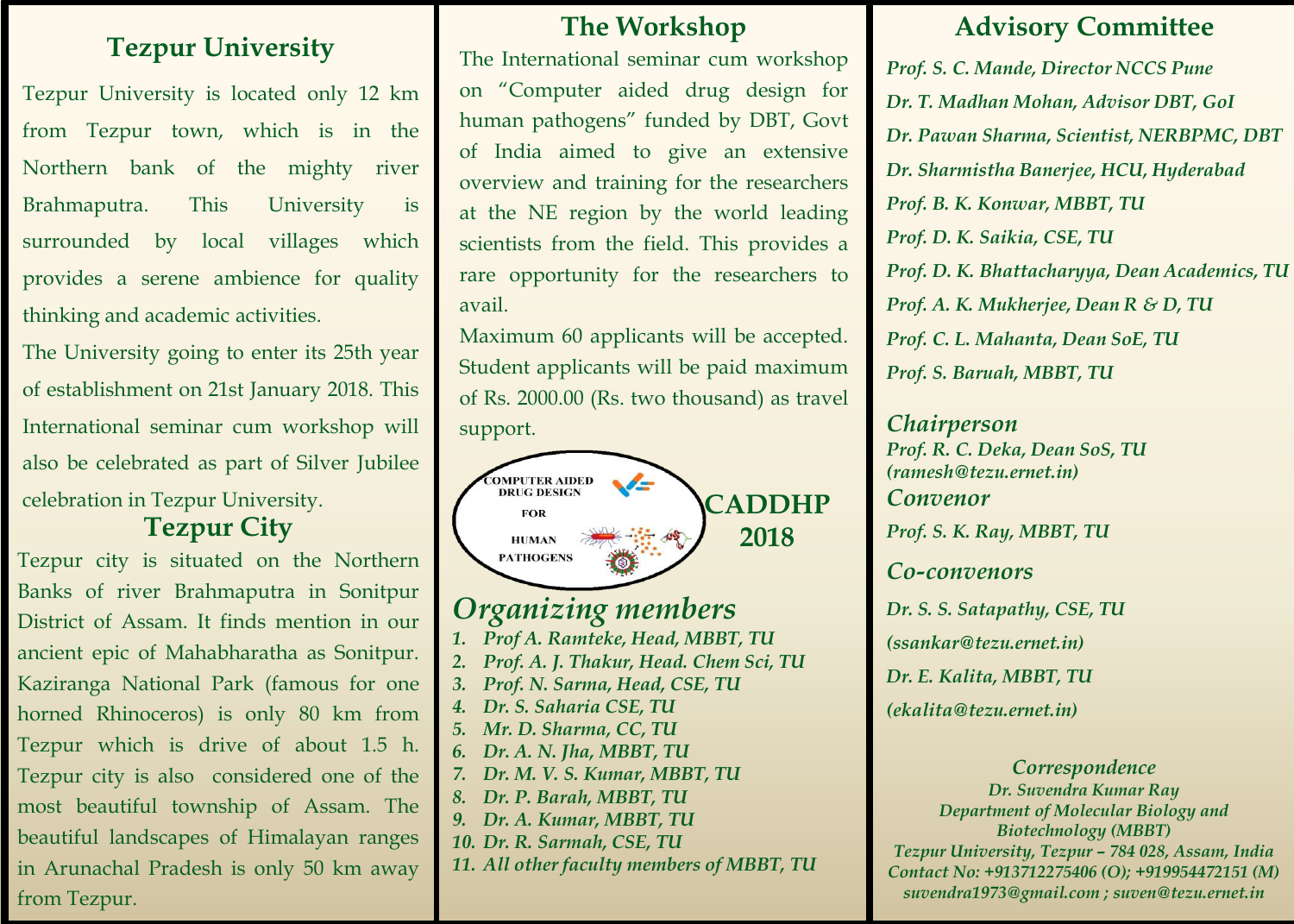## Tezpur University

Tezpur University is located only 12 km from Tezpur town, which is in the Northern bank of the mighty river Brahmaputra. This University is surrounded by local villages which provides a serene ambience for quality thinking and academic activities.

The University going to enter its 25th year of establishment on 21st January 2018. This International seminar cum workshop will also be celebrated as part of Silver Jubilee celebration in Tezpur University.

## Tezpur City

Tezpur city is situated on the Northern Banks of river Brahmaputra in Sonitpur District of Assam. It finds mention in our ancient epic of Mahabharatha as Sonitpur. Kaziranga National Park (famous for one horned Rhinoceros) is only 80 km from Tezpur which is drive of about 1.5 h. Tezpur city is also considered one of the most beautiful township of Assam. The beautiful landscapes of Himalayan ranges in Arunachal Pradesh is only 50 km away from Tezpur.

## The Workshop

The International seminar cum workshop on "Computer aided drug design for human pathogens" funded by DBT, Govt of India aimed to give an extensive overview and training for the researchers at the NE region by the world leading scientists from the field. This provides a rare opportunity for the researchers to avail.

Maximum 60 applicants will be accepted. Student applicants will be paid maximum of Rs. 2000.00 (Rs. two thousand) as travel support.

COMPUTER AIDED DRUG DESIGN FOR HUMAN PATHOGENS

**CADDHP 2018**

## *Organizing members*

1. ***Prof A. Ramteke, Head, MBBT, TU***
2. ***Prof. A. J. Thakur, Head. Chem Sci, TU***
3. ***Prof. N. Sarma, Head, CSE, TU***
4. ***Dr. S. Saharia CSE, TU***
5. ***Mr. D. Sharma, CC, TU***
6. ***Dr. A. N. Jha, MBBT, TU***
7. ***Dr. M. V. S. Kumar, MBBT, TU***
8. ***Dr. P. Barah, MBBT, TU***
9. ***Dr. A. Kumar, MBBT, TU***
10. ***Dr. R. Sarmah, CSE, TU***
11. ***All other faculty members of MBBT, TU***

## Advisory Committee

***Prof. S. C. Mande, Director NCCS Pune***
***Dr. T. Madhan Mohan, Advisor DBT, GoI***
***Dr. Pawan Sharma, Scientist, NERBPMC, DBT***
***Dr. Sharmistha Banerjee, HCU, Hyderabad***
***Prof. B. K. Konwar, MBBT, TU***
***Prof. D. K. Saikia, CSE, TU***
***Prof. D. K. Bhattacharyya, Dean Academics, TU***
***Prof. A. K. Mukherjee, Dean R & D, TU***
***Prof. C. L. Mahanta, Dean SoE, TU***
***Prof. S. Baruah, MBBT, TU***

### *Chairperson*

***Prof. R. C. Deka, Dean SoS, TU***
***(ramesh@tezu.ernet.in)***

### *Convenor*

***Prof. S. K. Ray, MBBT, TU***

### *Co-convenors*

***Dr. S. S. Satapathy, CSE, TU***
***(ssankar@tezu.ernet.in)***
***Dr. E. Kalita, MBBT, TU***
***(ekalita@tezu.ernet.in)***

### *Correspondence*

***Dr. Suvendra Kumar Ray***
***Department of Molecular Biology and Biotechnology (MBBT)***
***Tezpur University, Tezpur – 784 028, Assam, India***
***Contact No: +913712275406 (O); +919954472151 (M)***
***suvendra1973@gmail.com ; suven@tezu.ernet.in***